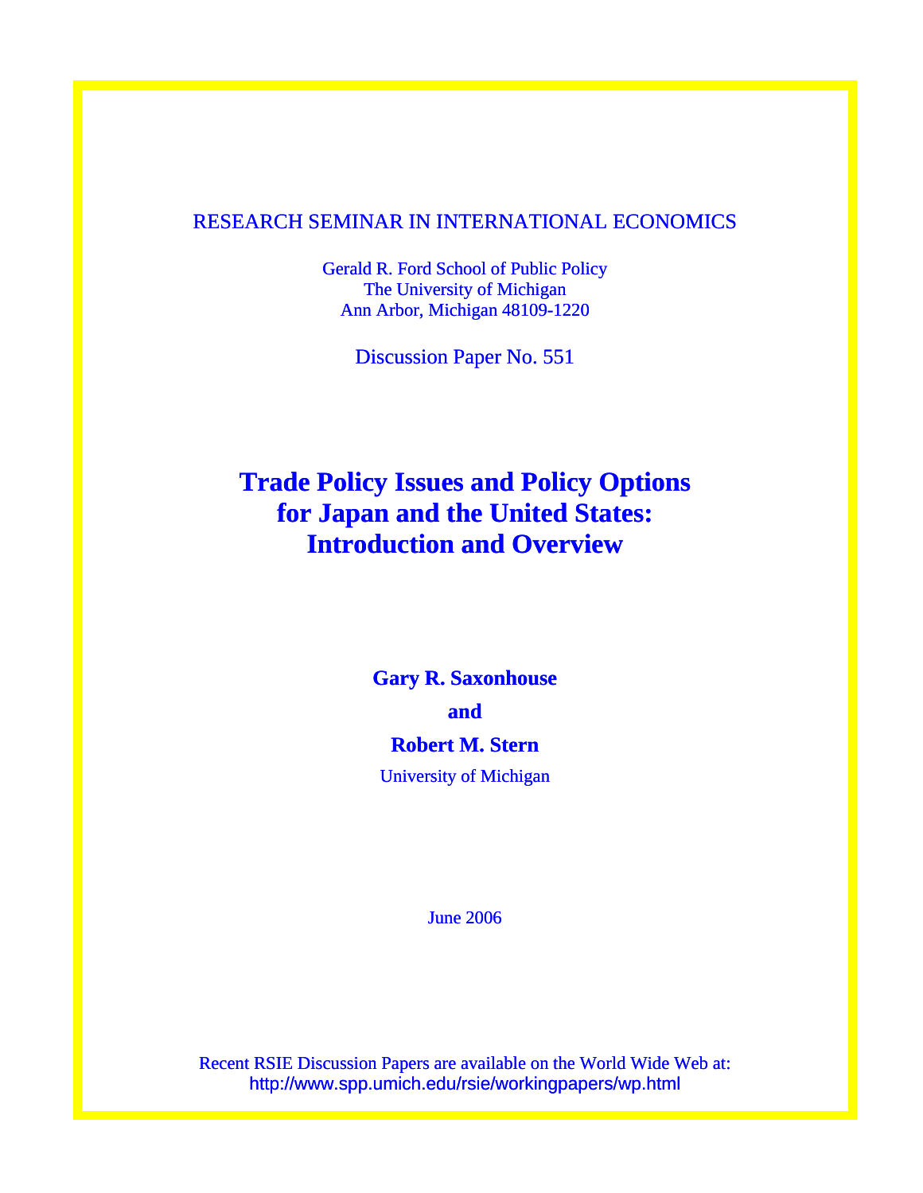RESEARCH SEMINAR IN INTERNATIONAL ECONOMICS

Gerald R. Ford School of Public Policy
The University of Michigan
Ann Arbor, Michigan 48109-1220

Discussion Paper No. 551

# Trade Policy Issues and Policy Options for Japan and the United States: Introduction and Overview

**Gary R. Saxonhouse**

**and**

**Robert M. Stern**

University of Michigan

June 2006

Recent RSIE Discussion Papers are available on the World Wide Web at:
http://www.spp.umich.edu/rsie/workingpapers/wp.html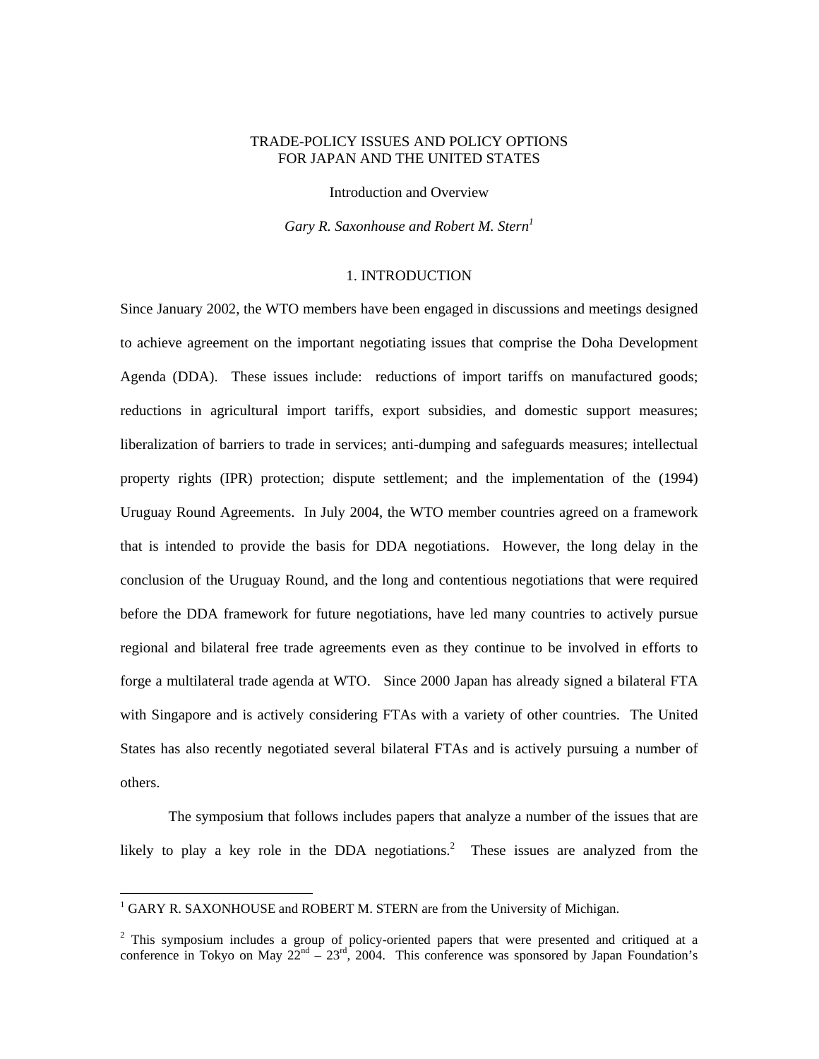TRADE-POLICY ISSUES AND POLICY OPTIONS
FOR JAPAN AND THE UNITED STATES

Introduction and Overview

*Gary R. Saxonhouse and Robert M. Stern*[1]

## 1. INTRODUCTION

Since January 2002, the WTO members have been engaged in discussions and meetings designed to achieve agreement on the important negotiating issues that comprise the Doha Development Agenda (DDA). These issues include: reductions of import tariffs on manufactured goods; reductions in agricultural import tariffs, export subsidies, and domestic support measures; liberalization of barriers to trade in services; anti-dumping and safeguards measures; intellectual property rights (IPR) protection; dispute settlement; and the implementation of the (1994) Uruguay Round Agreements. In July 2004, the WTO member countries agreed on a framework that is intended to provide the basis for DDA negotiations. However, the long delay in the conclusion of the Uruguay Round, and the long and contentious negotiations that were required before the DDA framework for future negotiations, have led many countries to actively pursue regional and bilateral free trade agreements even as they continue to be involved in efforts to forge a multilateral trade agenda at WTO. Since 2000 Japan has already signed a bilateral FTA with Singapore and is actively considering FTAs with a variety of other countries. The United States has also recently negotiated several bilateral FTAs and is actively pursuing a number of others.

The symposium that follows includes papers that analyze a number of the issues that are likely to play a key role in the DDA negotiations.[2] These issues are analyzed from the

---

[1] GARY R. SAXONHOUSE and ROBERT M. STERN are from the University of Michigan.

[2] This symposium includes a group of policy-oriented papers that were presented and critiqued at a conference in Tokyo on May 22nd – 23rd, 2004. This conference was sponsored by Japan Foundation's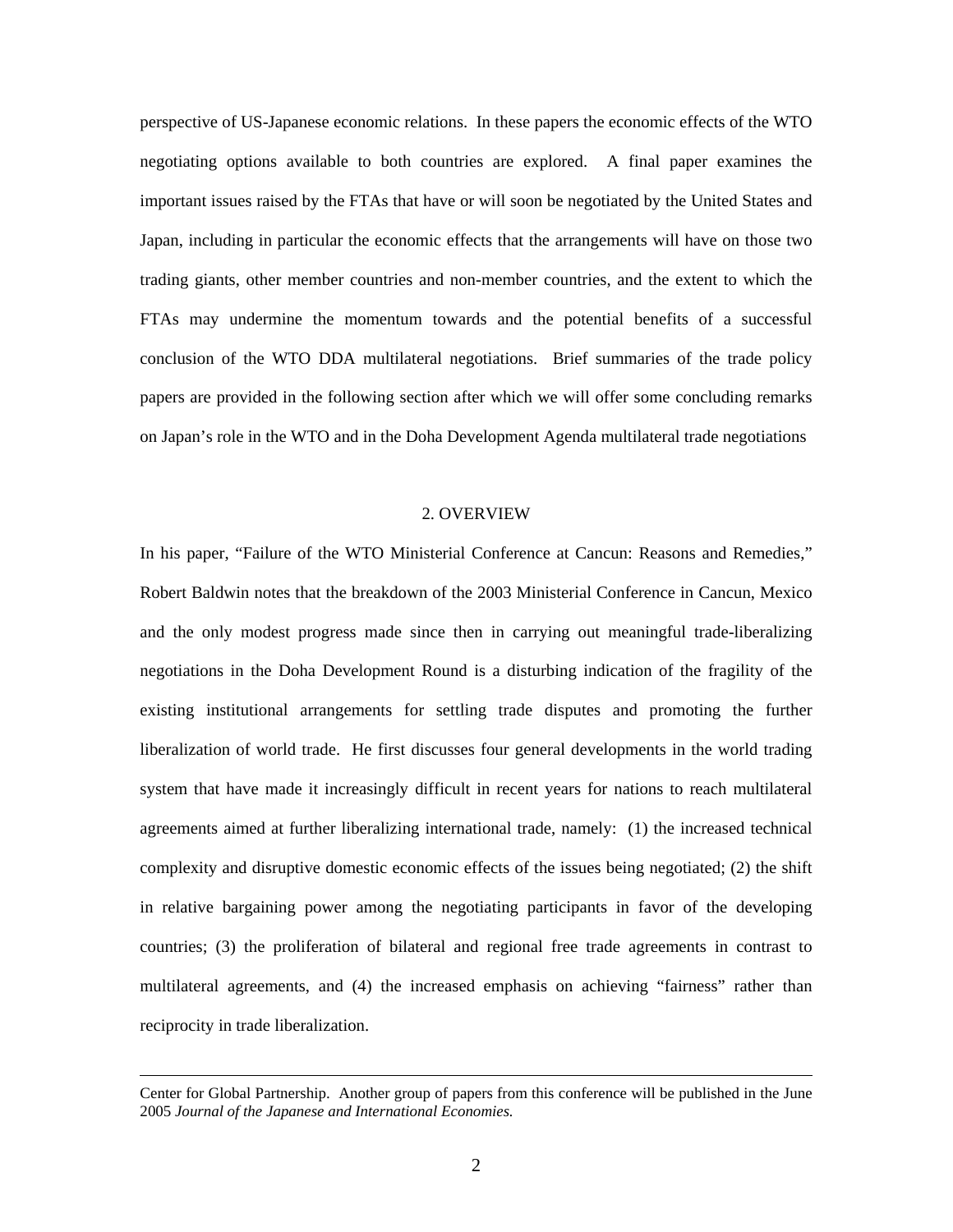perspective of US-Japanese economic relations. In these papers the economic effects of the WTO negotiating options available to both countries are explored. A final paper examines the important issues raised by the FTAs that have or will soon be negotiated by the United States and Japan, including in particular the economic effects that the arrangements will have on those two trading giants, other member countries and non-member countries, and the extent to which the FTAs may undermine the momentum towards and the potential benefits of a successful conclusion of the WTO DDA multilateral negotiations. Brief summaries of the trade policy papers are provided in the following section after which we will offer some concluding remarks on Japan's role in the WTO and in the Doha Development Agenda multilateral trade negotiations

## 2. OVERVIEW

In his paper, "Failure of the WTO Ministerial Conference at Cancun: Reasons and Remedies," Robert Baldwin notes that the breakdown of the 2003 Ministerial Conference in Cancun, Mexico and the only modest progress made since then in carrying out meaningful trade-liberalizing negotiations in the Doha Development Round is a disturbing indication of the fragility of the existing institutional arrangements for settling trade disputes and promoting the further liberalization of world trade. He first discusses four general developments in the world trading system that have made it increasingly difficult in recent years for nations to reach multilateral agreements aimed at further liberalizing international trade, namely: (1) the increased technical complexity and disruptive domestic economic effects of the issues being negotiated; (2) the shift in relative bargaining power among the negotiating participants in favor of the developing countries; (3) the proliferation of bilateral and regional free trade agreements in contrast to multilateral agreements, and (4) the increased emphasis on achieving "fairness" rather than reciprocity in trade liberalization.

---

Center for Global Partnership. Another group of papers from this conference will be published in the June 2005 *Journal of the Japanese and International Economies.*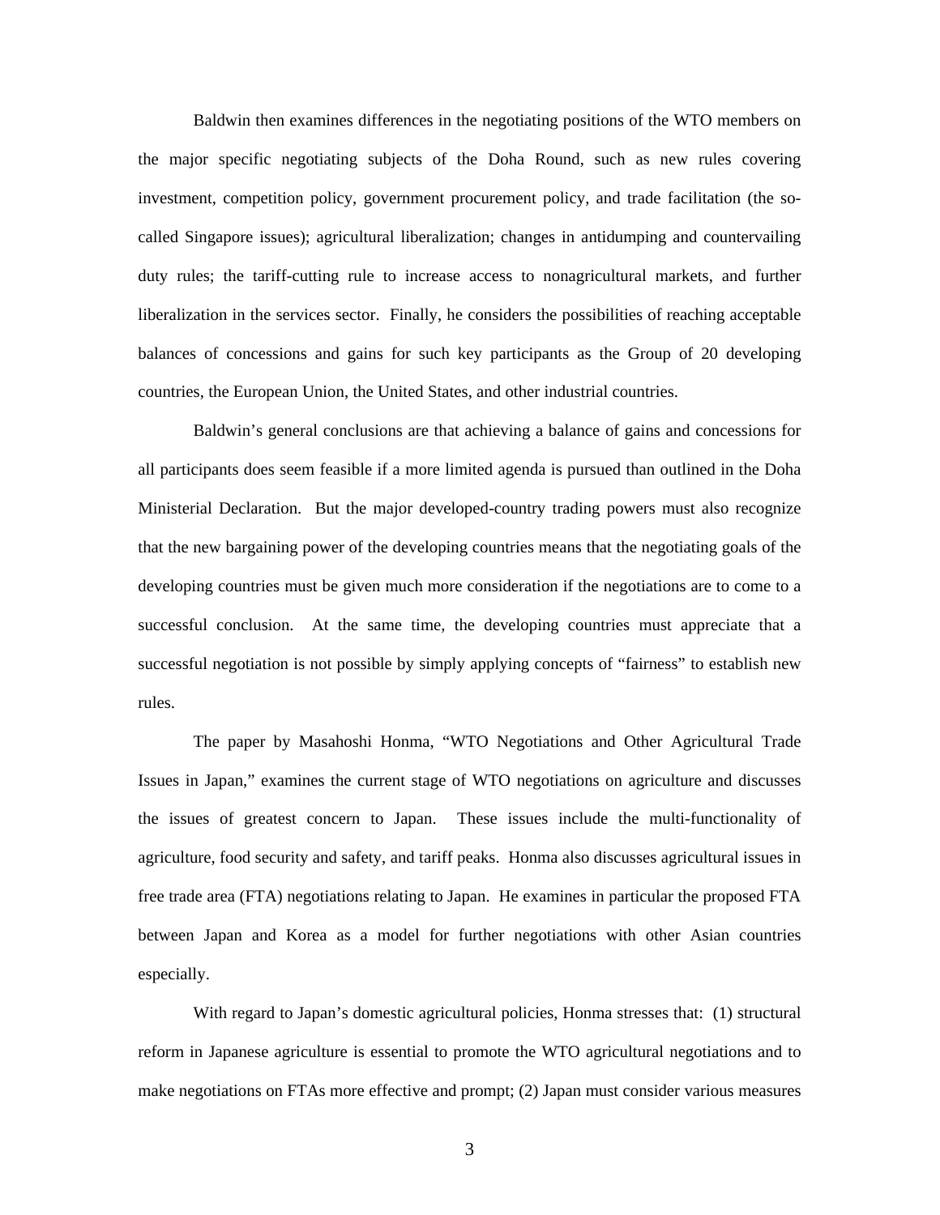Baldwin then examines differences in the negotiating positions of the WTO members on the major specific negotiating subjects of the Doha Round, such as new rules covering investment, competition policy, government procurement policy, and trade facilitation (the so-called Singapore issues); agricultural liberalization; changes in antidumping and countervailing duty rules; the tariff-cutting rule to increase access to nonagricultural markets, and further liberalization in the services sector. Finally, he considers the possibilities of reaching acceptable balances of concessions and gains for such key participants as the Group of 20 developing countries, the European Union, the United States, and other industrial countries.

Baldwin's general conclusions are that achieving a balance of gains and concessions for all participants does seem feasible if a more limited agenda is pursued than outlined in the Doha Ministerial Declaration. But the major developed-country trading powers must also recognize that the new bargaining power of the developing countries means that the negotiating goals of the developing countries must be given much more consideration if the negotiations are to come to a successful conclusion. At the same time, the developing countries must appreciate that a successful negotiation is not possible by simply applying concepts of "fairness" to establish new rules.

The paper by Masahoshi Honma, "WTO Negotiations and Other Agricultural Trade Issues in Japan," examines the current stage of WTO negotiations on agriculture and discusses the issues of greatest concern to Japan. These issues include the multi-functionality of agriculture, food security and safety, and tariff peaks. Honma also discusses agricultural issues in free trade area (FTA) negotiations relating to Japan. He examines in particular the proposed FTA between Japan and Korea as a model for further negotiations with other Asian countries especially.

With regard to Japan's domestic agricultural policies, Honma stresses that: (1) structural reform in Japanese agriculture is essential to promote the WTO agricultural negotiations and to make negotiations on FTAs more effective and prompt; (2) Japan must consider various measures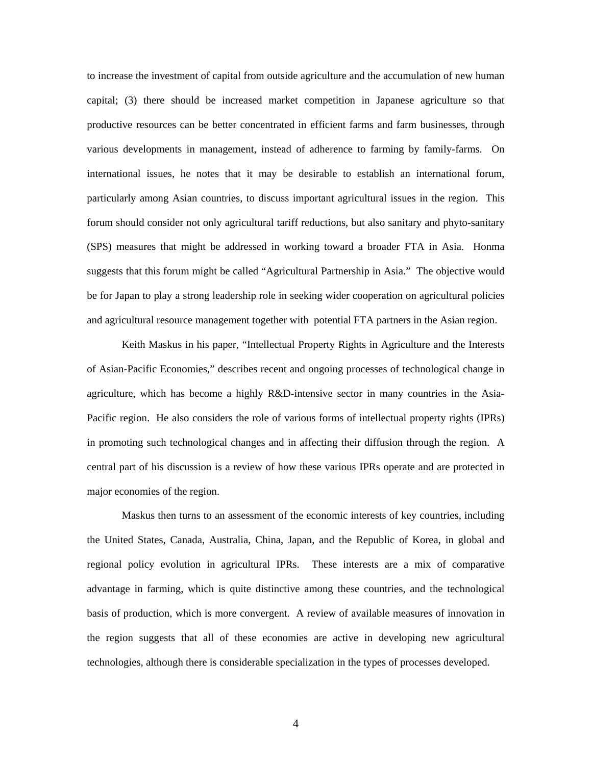to increase the investment of capital from outside agriculture and the accumulation of new human capital; (3) there should be increased market competition in Japanese agriculture so that productive resources can be better concentrated in efficient farms and farm businesses, through various developments in management, instead of adherence to farming by family-farms. On international issues, he notes that it may be desirable to establish an international forum, particularly among Asian countries, to discuss important agricultural issues in the region. This forum should consider not only agricultural tariff reductions, but also sanitary and phyto-sanitary (SPS) measures that might be addressed in working toward a broader FTA in Asia. Honma suggests that this forum might be called "Agricultural Partnership in Asia." The objective would be for Japan to play a strong leadership role in seeking wider cooperation on agricultural policies and agricultural resource management together with potential FTA partners in the Asian region.

Keith Maskus in his paper, "Intellectual Property Rights in Agriculture and the Interests of Asian-Pacific Economies," describes recent and ongoing processes of technological change in agriculture, which has become a highly R&D-intensive sector in many countries in the Asia-Pacific region. He also considers the role of various forms of intellectual property rights (IPRs) in promoting such technological changes and in affecting their diffusion through the region. A central part of his discussion is a review of how these various IPRs operate and are protected in major economies of the region.

Maskus then turns to an assessment of the economic interests of key countries, including the United States, Canada, Australia, China, Japan, and the Republic of Korea, in global and regional policy evolution in agricultural IPRs. These interests are a mix of comparative advantage in farming, which is quite distinctive among these countries, and the technological basis of production, which is more convergent. A review of available measures of innovation in the region suggests that all of these economies are active in developing new agricultural technologies, although there is considerable specialization in the types of processes developed.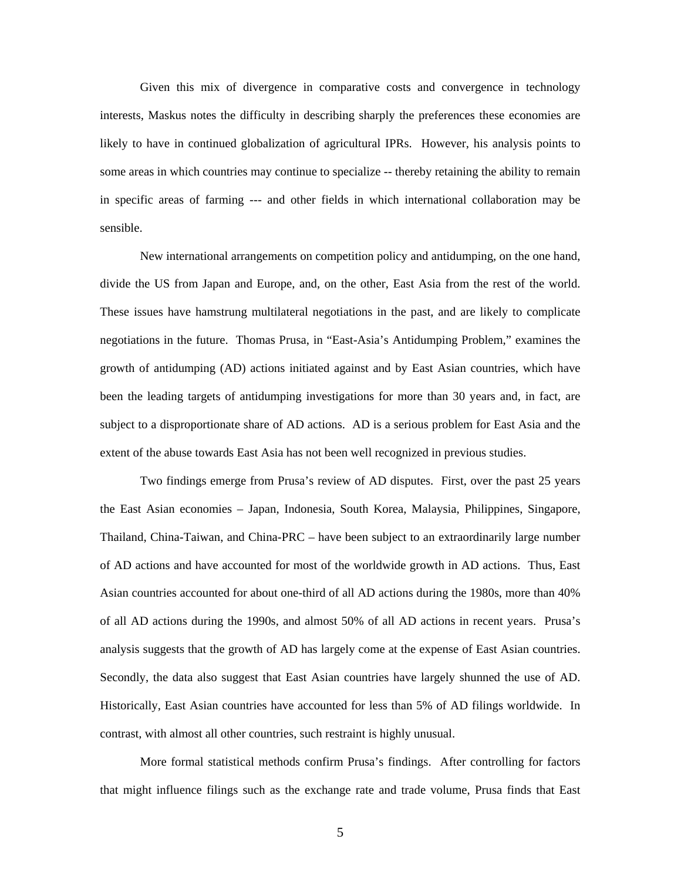Given this mix of divergence in comparative costs and convergence in technology interests, Maskus notes the difficulty in describing sharply the preferences these economies are likely to have in continued globalization of agricultural IPRs. However, his analysis points to some areas in which countries may continue to specialize -- thereby retaining the ability to remain in specific areas of farming --- and other fields in which international collaboration may be sensible.

New international arrangements on competition policy and antidumping, on the one hand, divide the US from Japan and Europe, and, on the other, East Asia from the rest of the world. These issues have hamstrung multilateral negotiations in the past, and are likely to complicate negotiations in the future. Thomas Prusa, in "East-Asia's Antidumping Problem," examines the growth of antidumping (AD) actions initiated against and by East Asian countries, which have been the leading targets of antidumping investigations for more than 30 years and, in fact, are subject to a disproportionate share of AD actions. AD is a serious problem for East Asia and the extent of the abuse towards East Asia has not been well recognized in previous studies.

Two findings emerge from Prusa's review of AD disputes. First, over the past 25 years the East Asian economies – Japan, Indonesia, South Korea, Malaysia, Philippines, Singapore, Thailand, China-Taiwan, and China-PRC – have been subject to an extraordinarily large number of AD actions and have accounted for most of the worldwide growth in AD actions. Thus, East Asian countries accounted for about one-third of all AD actions during the 1980s, more than 40% of all AD actions during the 1990s, and almost 50% of all AD actions in recent years. Prusa's analysis suggests that the growth of AD has largely come at the expense of East Asian countries. Secondly, the data also suggest that East Asian countries have largely shunned the use of AD. Historically, East Asian countries have accounted for less than 5% of AD filings worldwide. In contrast, with almost all other countries, such restraint is highly unusual.

More formal statistical methods confirm Prusa's findings. After controlling for factors that might influence filings such as the exchange rate and trade volume, Prusa finds that East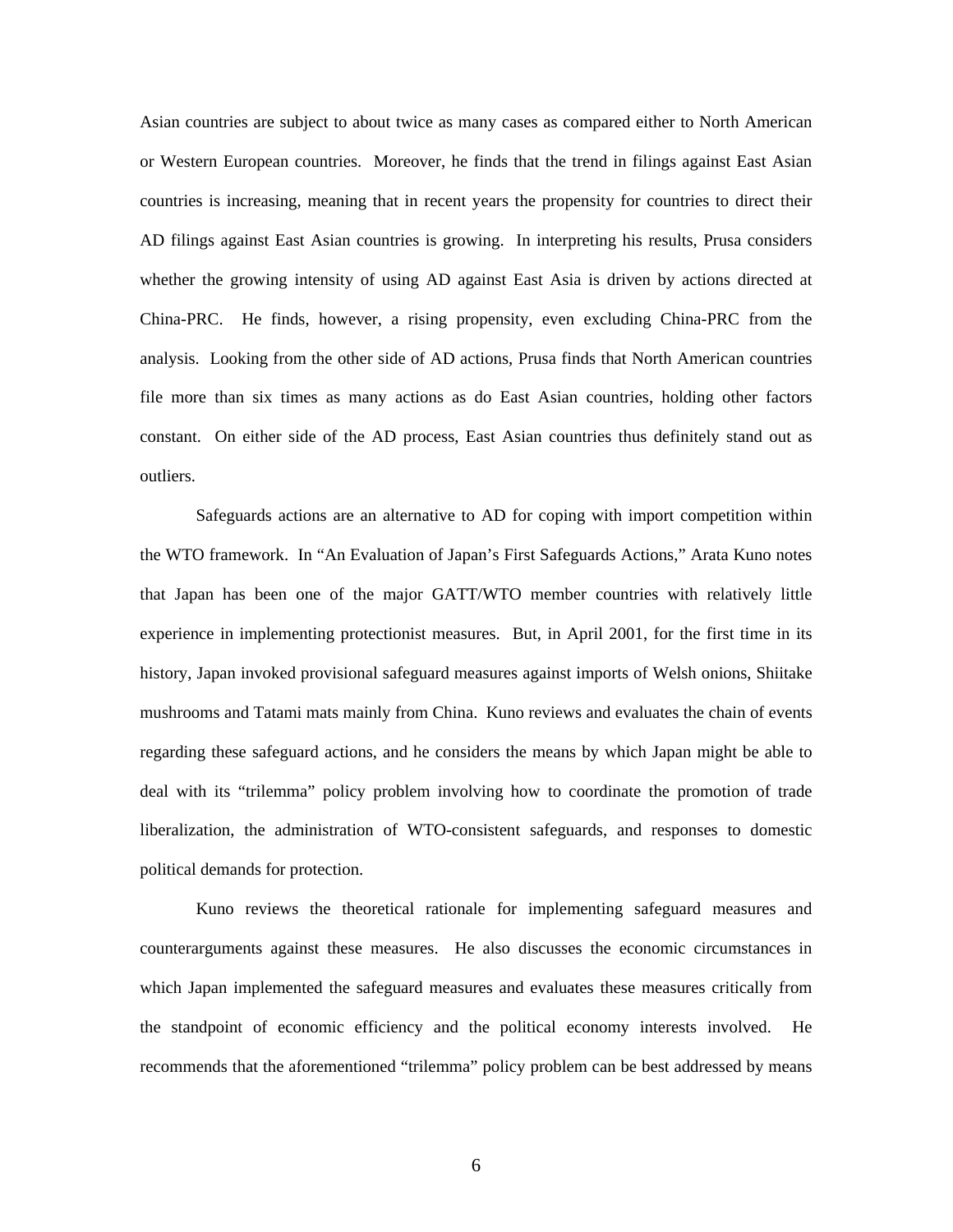Asian countries are subject to about twice as many cases as compared either to North American or Western European countries. Moreover, he finds that the trend in filings against East Asian countries is increasing, meaning that in recent years the propensity for countries to direct their AD filings against East Asian countries is growing. In interpreting his results, Prusa considers whether the growing intensity of using AD against East Asia is driven by actions directed at China-PRC. He finds, however, a rising propensity, even excluding China-PRC from the analysis. Looking from the other side of AD actions, Prusa finds that North American countries file more than six times as many actions as do East Asian countries, holding other factors constant. On either side of the AD process, East Asian countries thus definitely stand out as outliers.

Safeguards actions are an alternative to AD for coping with import competition within the WTO framework. In "An Evaluation of Japan's First Safeguards Actions," Arata Kuno notes that Japan has been one of the major GATT/WTO member countries with relatively little experience in implementing protectionist measures. But, in April 2001, for the first time in its history, Japan invoked provisional safeguard measures against imports of Welsh onions, Shiitake mushrooms and Tatami mats mainly from China. Kuno reviews and evaluates the chain of events regarding these safeguard actions, and he considers the means by which Japan might be able to deal with its "trilemma" policy problem involving how to coordinate the promotion of trade liberalization, the administration of WTO-consistent safeguards, and responses to domestic political demands for protection.

Kuno reviews the theoretical rationale for implementing safeguard measures and counterarguments against these measures. He also discusses the economic circumstances in which Japan implemented the safeguard measures and evaluates these measures critically from the standpoint of economic efficiency and the political economy interests involved. He recommends that the aforementioned "trilemma" policy problem can be best addressed by means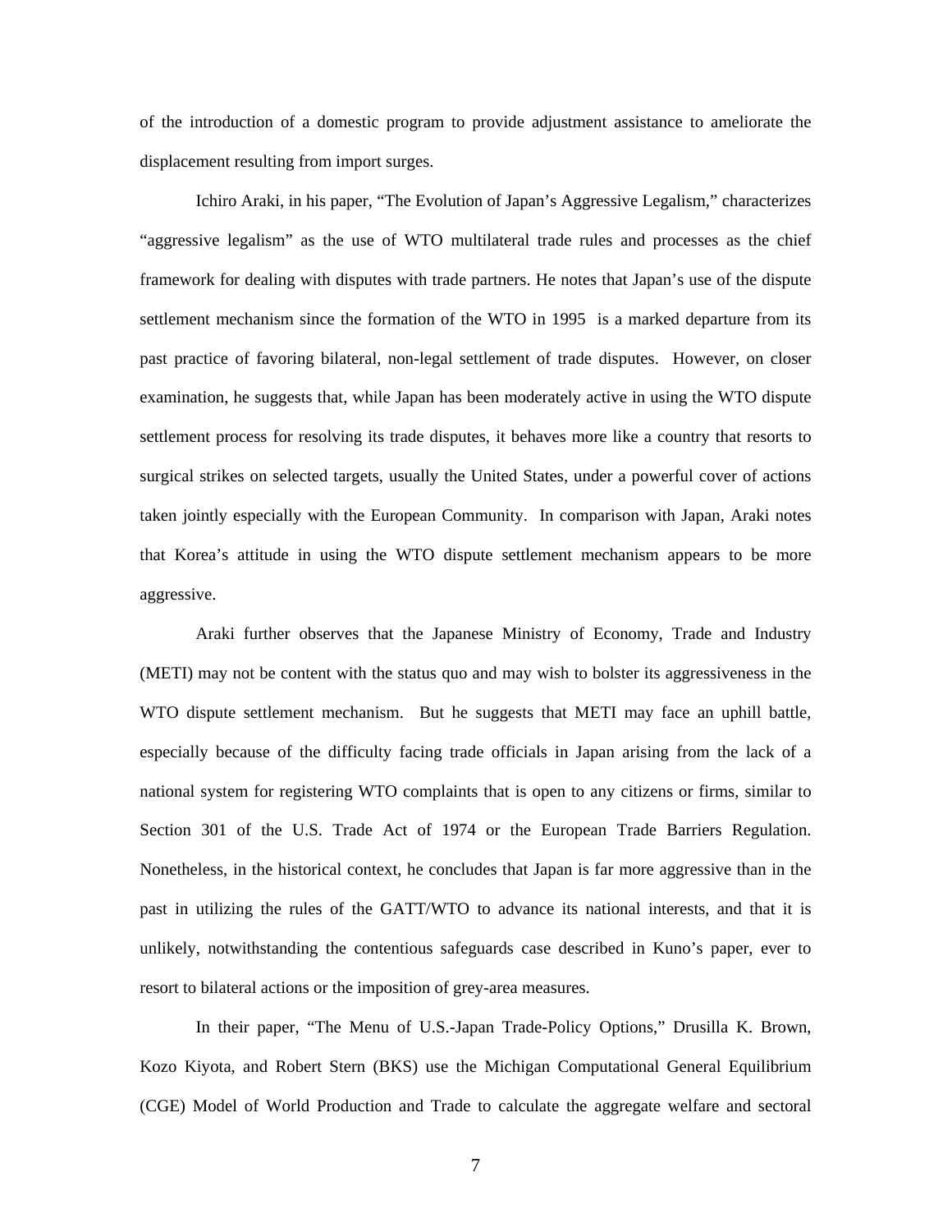of the introduction of a domestic program to provide adjustment assistance to ameliorate the displacement resulting from import surges.

Ichiro Araki, in his paper, "The Evolution of Japan's Aggressive Legalism," characterizes "aggressive legalism" as the use of WTO multilateral trade rules and processes as the chief framework for dealing with disputes with trade partners. He notes that Japan's use of the dispute settlement mechanism since the formation of the WTO in 1995 is a marked departure from its past practice of favoring bilateral, non-legal settlement of trade disputes. However, on closer examination, he suggests that, while Japan has been moderately active in using the WTO dispute settlement process for resolving its trade disputes, it behaves more like a country that resorts to surgical strikes on selected targets, usually the United States, under a powerful cover of actions taken jointly especially with the European Community. In comparison with Japan, Araki notes that Korea's attitude in using the WTO dispute settlement mechanism appears to be more aggressive.

Araki further observes that the Japanese Ministry of Economy, Trade and Industry (METI) may not be content with the status quo and may wish to bolster its aggressiveness in the WTO dispute settlement mechanism. But he suggests that METI may face an uphill battle, especially because of the difficulty facing trade officials in Japan arising from the lack of a national system for registering WTO complaints that is open to any citizens or firms, similar to Section 301 of the U.S. Trade Act of 1974 or the European Trade Barriers Regulation. Nonetheless, in the historical context, he concludes that Japan is far more aggressive than in the past in utilizing the rules of the GATT/WTO to advance its national interests, and that it is unlikely, notwithstanding the contentious safeguards case described in Kuno's paper, ever to resort to bilateral actions or the imposition of grey-area measures.

In their paper, "The Menu of U.S.-Japan Trade-Policy Options," Drusilla K. Brown, Kozo Kiyota, and Robert Stern (BKS) use the Michigan Computational General Equilibrium (CGE) Model of World Production and Trade to calculate the aggregate welfare and sectoral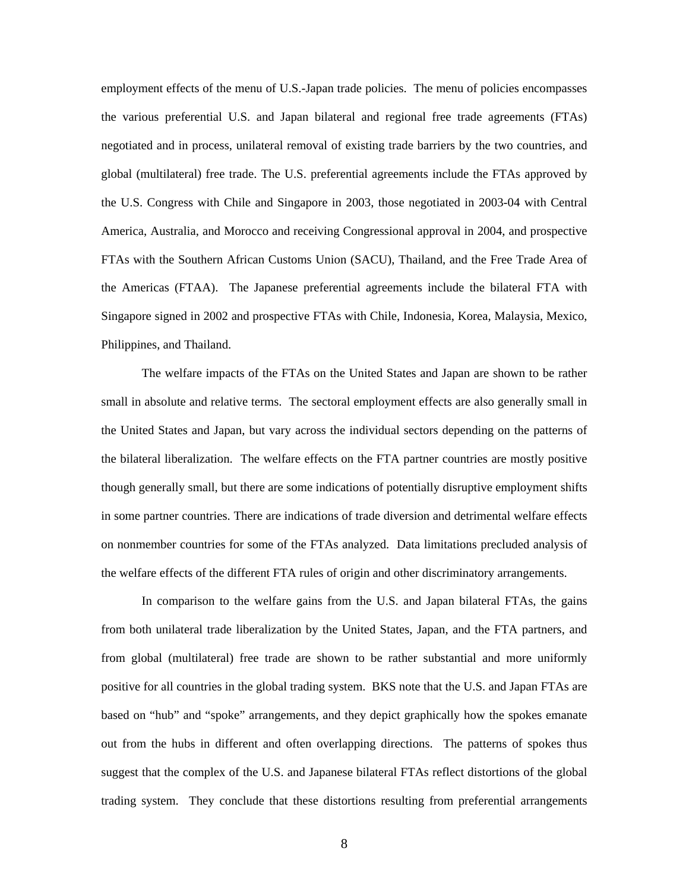employment effects of the menu of U.S.-Japan trade policies. The menu of policies encompasses the various preferential U.S. and Japan bilateral and regional free trade agreements (FTAs) negotiated and in process, unilateral removal of existing trade barriers by the two countries, and global (multilateral) free trade. The U.S. preferential agreements include the FTAs approved by the U.S. Congress with Chile and Singapore in 2003, those negotiated in 2003-04 with Central America, Australia, and Morocco and receiving Congressional approval in 2004, and prospective FTAs with the Southern African Customs Union (SACU), Thailand, and the Free Trade Area of the Americas (FTAA). The Japanese preferential agreements include the bilateral FTA with Singapore signed in 2002 and prospective FTAs with Chile, Indonesia, Korea, Malaysia, Mexico, Philippines, and Thailand.

The welfare impacts of the FTAs on the United States and Japan are shown to be rather small in absolute and relative terms. The sectoral employment effects are also generally small in the United States and Japan, but vary across the individual sectors depending on the patterns of the bilateral liberalization. The welfare effects on the FTA partner countries are mostly positive though generally small, but there are some indications of potentially disruptive employment shifts in some partner countries. There are indications of trade diversion and detrimental welfare effects on nonmember countries for some of the FTAs analyzed. Data limitations precluded analysis of the welfare effects of the different FTA rules of origin and other discriminatory arrangements.

In comparison to the welfare gains from the U.S. and Japan bilateral FTAs, the gains from both unilateral trade liberalization by the United States, Japan, and the FTA partners, and from global (multilateral) free trade are shown to be rather substantial and more uniformly positive for all countries in the global trading system. BKS note that the U.S. and Japan FTAs are based on "hub" and "spoke" arrangements, and they depict graphically how the spokes emanate out from the hubs in different and often overlapping directions. The patterns of spokes thus suggest that the complex of the U.S. and Japanese bilateral FTAs reflect distortions of the global trading system. They conclude that these distortions resulting from preferential arrangements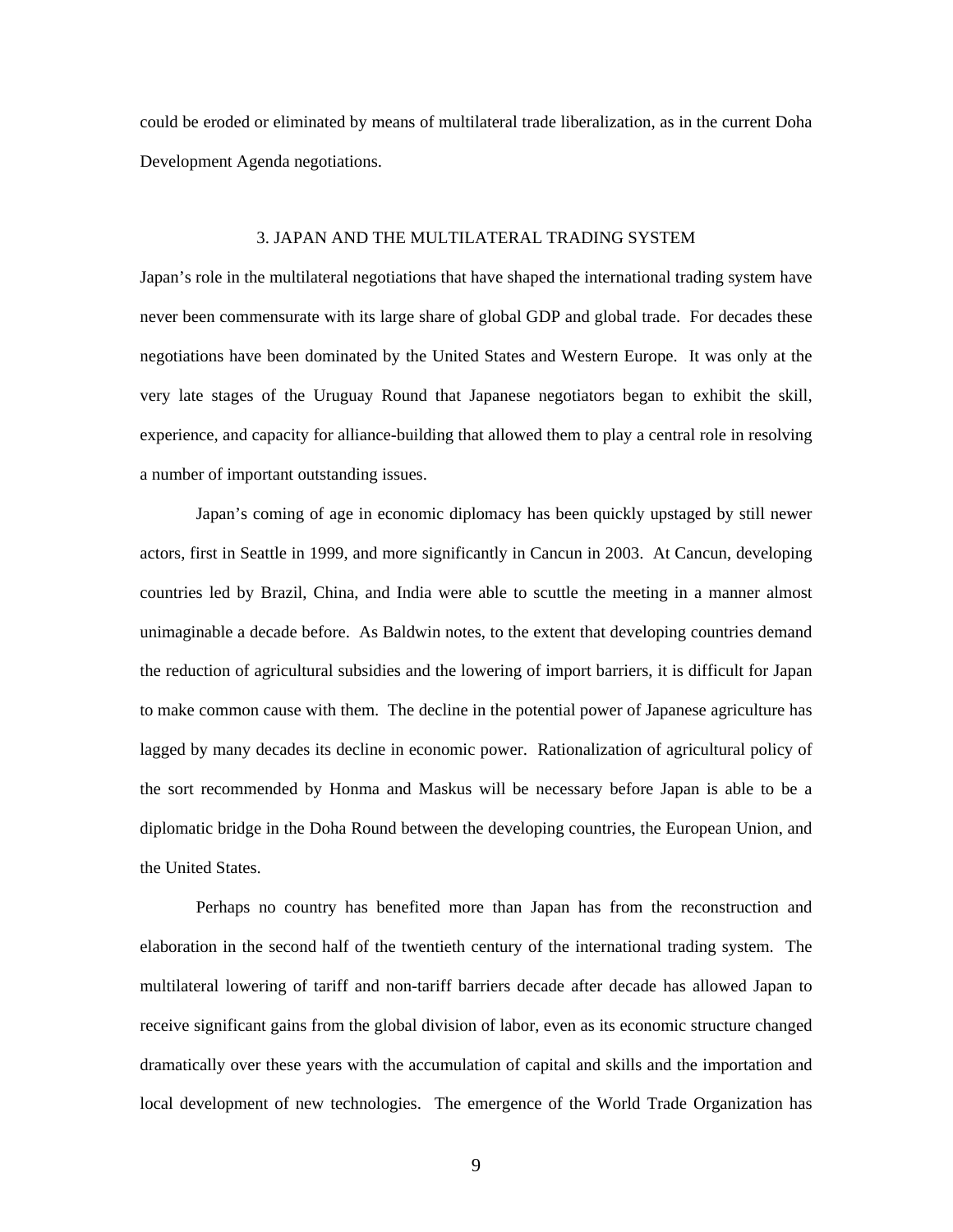could be eroded or eliminated by means of multilateral trade liberalization, as in the current Doha Development Agenda negotiations.

## 3. JAPAN AND THE MULTILATERAL TRADING SYSTEM

Japan's role in the multilateral negotiations that have shaped the international trading system have never been commensurate with its large share of global GDP and global trade. For decades these negotiations have been dominated by the United States and Western Europe. It was only at the very late stages of the Uruguay Round that Japanese negotiators began to exhibit the skill, experience, and capacity for alliance-building that allowed them to play a central role in resolving a number of important outstanding issues.

Japan's coming of age in economic diplomacy has been quickly upstaged by still newer actors, first in Seattle in 1999, and more significantly in Cancun in 2003. At Cancun, developing countries led by Brazil, China, and India were able to scuttle the meeting in a manner almost unimaginable a decade before. As Baldwin notes, to the extent that developing countries demand the reduction of agricultural subsidies and the lowering of import barriers, it is difficult for Japan to make common cause with them. The decline in the potential power of Japanese agriculture has lagged by many decades its decline in economic power. Rationalization of agricultural policy of the sort recommended by Honma and Maskus will be necessary before Japan is able to be a diplomatic bridge in the Doha Round between the developing countries, the European Union, and the United States.

Perhaps no country has benefited more than Japan has from the reconstruction and elaboration in the second half of the twentieth century of the international trading system. The multilateral lowering of tariff and non-tariff barriers decade after decade has allowed Japan to receive significant gains from the global division of labor, even as its economic structure changed dramatically over these years with the accumulation of capital and skills and the importation and local development of new technologies. The emergence of the World Trade Organization has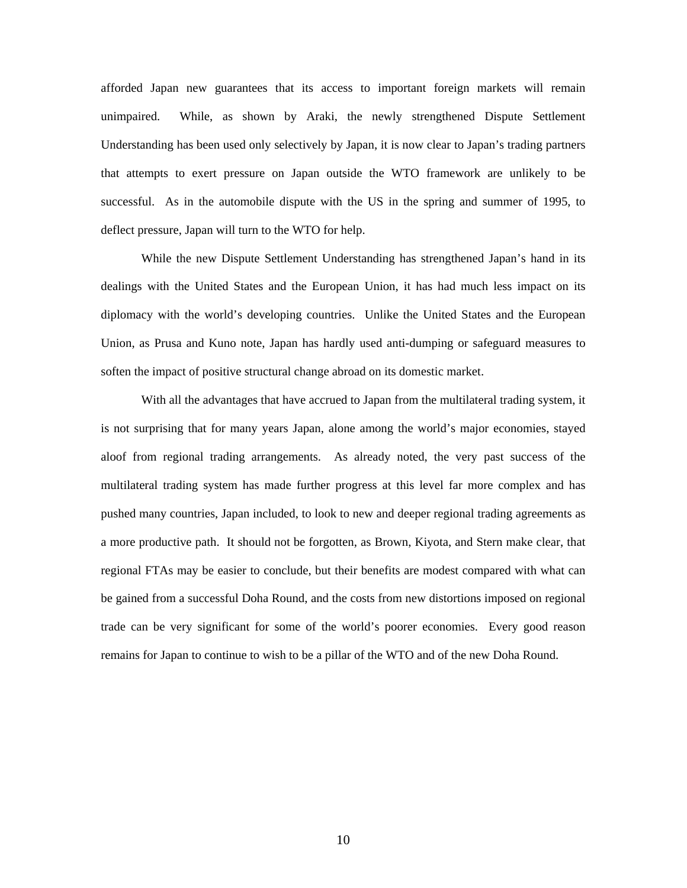afforded Japan new guarantees that its access to important foreign markets will remain unimpaired. While, as shown by Araki, the newly strengthened Dispute Settlement Understanding has been used only selectively by Japan, it is now clear to Japan's trading partners that attempts to exert pressure on Japan outside the WTO framework are unlikely to be successful. As in the automobile dispute with the US in the spring and summer of 1995, to deflect pressure, Japan will turn to the WTO for help.

While the new Dispute Settlement Understanding has strengthened Japan's hand in its dealings with the United States and the European Union, it has had much less impact on its diplomacy with the world's developing countries. Unlike the United States and the European Union, as Prusa and Kuno note, Japan has hardly used anti-dumping or safeguard measures to soften the impact of positive structural change abroad on its domestic market.

With all the advantages that have accrued to Japan from the multilateral trading system, it is not surprising that for many years Japan, alone among the world's major economies, stayed aloof from regional trading arrangements. As already noted, the very past success of the multilateral trading system has made further progress at this level far more complex and has pushed many countries, Japan included, to look to new and deeper regional trading agreements as a more productive path. It should not be forgotten, as Brown, Kiyota, and Stern make clear, that regional FTAs may be easier to conclude, but their benefits are modest compared with what can be gained from a successful Doha Round, and the costs from new distortions imposed on regional trade can be very significant for some of the world's poorer economies. Every good reason remains for Japan to continue to wish to be a pillar of the WTO and of the new Doha Round.